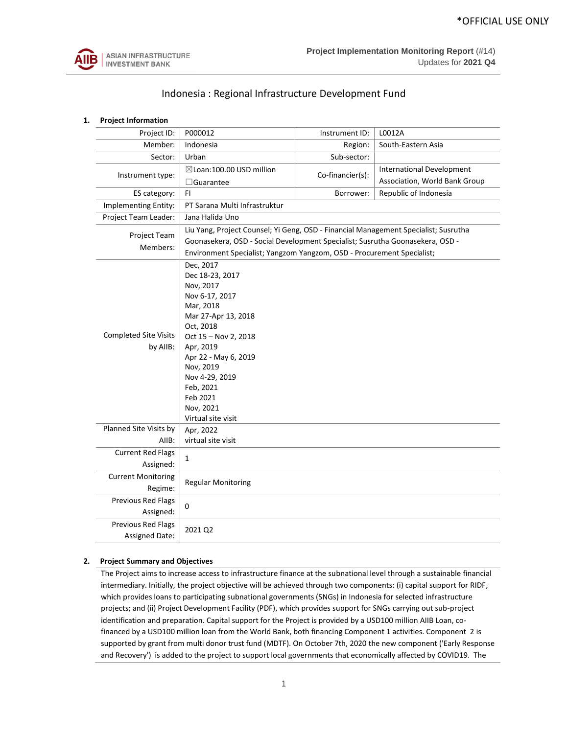*OFFICIAL USE ONLY

ASIAN INFRASTRUCTURE INVESTMENT BANK

**Project Implementation Monitoring Report** (#14)
Updates for **2021 Q4**

# Indonesia : Regional Infrastructure Development Fund

## 1. Project Information

| | | | |
|---|---|---|---|
| Project ID: | P000012 | Instrument ID: | L0012A |
| Member: | Indonesia | Region: | South-Eastern Asia |
| Sector: | Urban | Sub-sector: | |
| Instrument type: | ☒Loan:100.00 USD million<br>☐Guarantee | Co-financier(s): | International Development Association, World Bank Group |
| ES category: | FI | Borrower: | Republic of Indonesia |
| Implementing Entity: | PT Sarana Multi Infrastruktur | | |
| Project Team Leader: | Jana Halida Uno | | |
| Project Team Members: | Liu Yang, Project Counsel; Yi Geng, OSD - Financial Management Specialist; Susrutha Goonasekera, OSD - Social Development Specialist; Susrutha Goonasekera, OSD - Environment Specialist; Yangzom Yangzom, OSD - Procurement Specialist; | | |
| Completed Site Visits by AIIB: | Dec, 2017<br>Dec 18-23, 2017<br>Nov, 2017<br>Nov 6-17, 2017<br>Mar, 2018<br>Mar 27-Apr 13, 2018<br>Oct, 2018<br>Oct 15 – Nov 2, 2018<br>Apr, 2019<br>Apr 22 - May 6, 2019<br>Nov, 2019<br>Nov 4-29, 2019<br>Feb, 2021<br>Feb 2021<br>Nov, 2021<br>Virtual site visit | | |
| Planned Site Visits by AIIB: | Apr, 2022<br>virtual site visit | | |
| Current Red Flags Assigned: | 1 | | |
| Current Monitoring Regime: | Regular Monitoring | | |
| Previous Red Flags Assigned: | 0 | | |
| Previous Red Flags Assigned Date: | 2021 Q2 | | |

## 2. Project Summary and Objectives

The Project aims to increase access to infrastructure finance at the subnational level through a sustainable financial intermediary. Initially, the project objective will be achieved through two components: (i) capital support for RIDF, which provides loans to participating subnational governments (SNGs) in Indonesia for selected infrastructure projects; and (ii) Project Development Facility (PDF), which provides support for SNGs carrying out sub-project identification and preparation. Capital support for the Project is provided by a USD100 million AIIB Loan, co-financed by a USD100 million loan from the World Bank, both financing Component 1 activities. Component 2 is supported by grant from multi donor trust fund (MDTF). On October 7th, 2020 the new component ('Early Response and Recovery') is added to the project to support local governments that economically affected by COVID19. The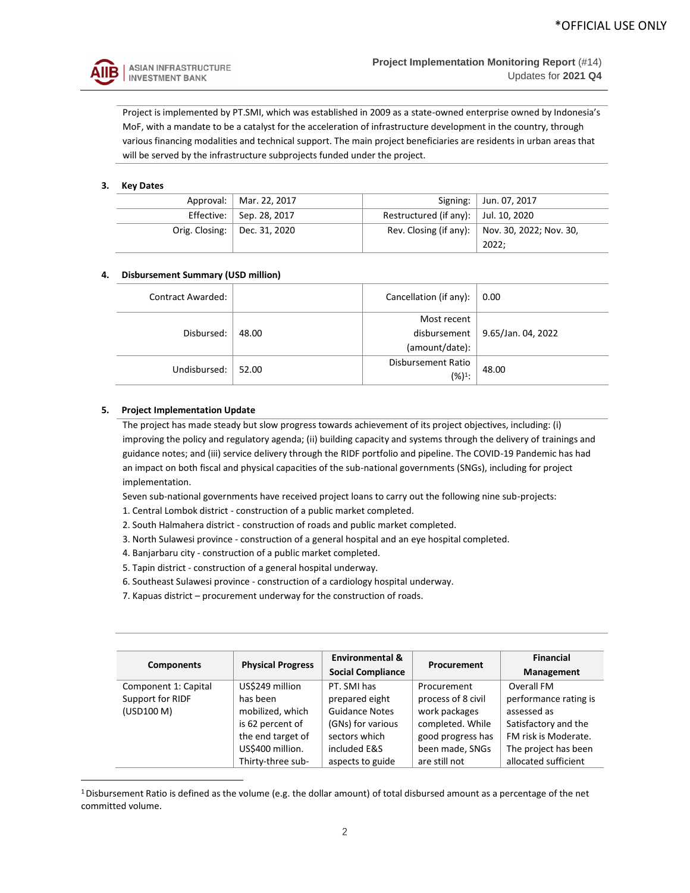Project is implemented by PT.SMI, which was established in 2009 as a state-owned enterprise owned by Indonesia's MoF, with a mandate to be a catalyst for the acceleration of infrastructure development in the country, through various financing modalities and technical support. The main project beneficiaries are residents in urban areas that will be served by the infrastructure subprojects funded under the project.

### 3. Key Dates

| | | | |
|---|---|---|---|
| Approval: | Mar. 22, 2017 | Signing: | Jun. 07, 2017 |
| Effective: | Sep. 28, 2017 | Restructured (if any): | Jul. 10, 2020 |
| Orig. Closing: | Dec. 31, 2020 | Rev. Closing (if any): | Nov. 30, 2022; Nov. 30, 2022; |

### 4. Disbursement Summary (USD million)

| | | | |
|---|---|---|---|
| Contract Awarded: | | Cancellation (if any): | 0.00 |
| Disbursed: | 48.00 | Most recent disbursement (amount/date): | 9.65/Jan. 04, 2022 |
| Undisbursed: | 52.00 | Disbursement Ratio (%)[1]: | 48.00 |

### 5. Project Implementation Update

The project has made steady but slow progress towards achievement of its project objectives, including: (i) improving the policy and regulatory agenda; (ii) building capacity and systems through the delivery of trainings and guidance notes; and (iii) service delivery through the RIDF portfolio and pipeline. The COVID-19 Pandemic has had an impact on both fiscal and physical capacities of the sub-national governments (SNGs), including for project implementation.

Seven sub-national governments have received project loans to carry out the following nine sub-projects:

1. Central Lombok district - construction of a public market completed.
2. South Halmahera district - construction of roads and public market completed.
3. North Sulawesi province - construction of a general hospital and an eye hospital completed.
4. Banjarbaru city - construction of a public market completed.
5. Tapin district - construction of a general hospital underway.
6. Southeast Sulawesi province - construction of a cardiology hospital underway.
7. Kapuas district – procurement underway for the construction of roads.

| Components | Physical Progress | Environmental & Social Compliance | Procurement | Financial Management |
|---|---|---|---|---|
| Component 1: Capital Support for RIDF (USD100 M) | US$249 million has been mobilized, which is 62 percent of the end target of US$400 million. Thirty-three sub- | PT. SMI has prepared eight Guidance Notes (GNs) for various sectors which included E&S aspects to guide | Procurement process of 8 civil work packages completed. While good progress has been made, SNGs are still not | Overall FM performance rating is assessed as Satisfactory and the FM risk is Moderate. The project has been allocated sufficient |

[1] Disbursement Ratio is defined as the volume (e.g. the dollar amount) of total disbursed amount as a percentage of the net committed volume.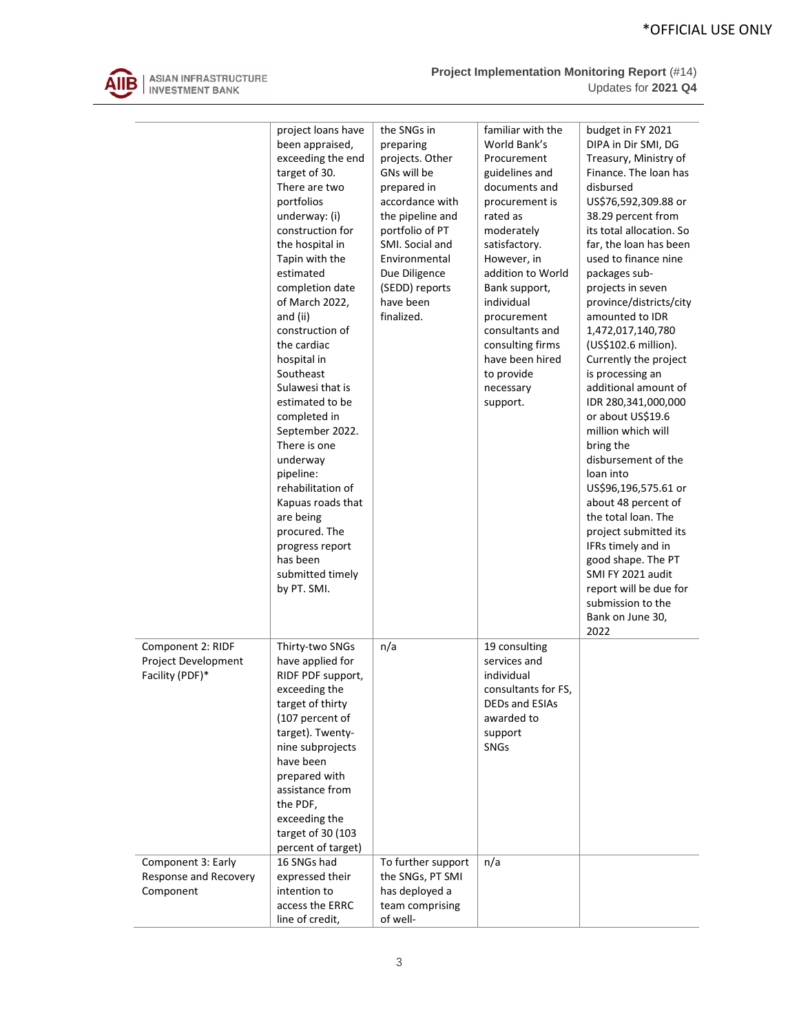| | | | | |
|---|---|---|---|---|
| | project loans have been appraised, exceeding the end target of 30. There are two portfolios underway: (i) construction for the hospital in Tapin with the estimated completion date of March 2022, and (ii) construction of the cardiac hospital in Southeast Sulawesi that is estimated to be completed in September 2022. There is one underway pipeline: rehabilitation of Kapuas roads that are being procured. The progress report has been submitted timely by PT. SMI. | the SNGs in preparing projects. Other GNs will be prepared in accordance with the pipeline and portfolio of PT SMI. Social and Environmental Due Diligence (SEDD) reports have been finalized. | familiar with the World Bank's Procurement guidelines and documents and procurement is rated as moderately satisfactory. However, in addition to World Bank support, individual procurement consultants and consulting firms have been hired to provide necessary support. | budget in FY 2021 DIPA in Dir SMI, DG Treasury, Ministry of Finance. The loan has disbursed US$76,592,309.88 or 38.29 percent from its total allocation. So far, the loan has been used to finance nine packages sub-projects in seven province/districts/city amounted to IDR 1,472,017,140,780 (US$102.6 million). Currently the project is processing an additional amount of IDR 280,341,000,000 or about US$19.6 million which will bring the disbursement of the loan into US$96,196,575.61 or about 48 percent of the total loan. The project submitted its IFRs timely and in good shape. The PT SMI FY 2021 audit report will be due for submission to the Bank on June 30, 2022 |
| Component 2: RIDF Project Development Facility (PDF)* | Thirty-two SNGs have applied for RIDF PDF support, exceeding the target of thirty (107 percent of target). Twenty-nine subprojects have been prepared with assistance from the PDF, exceeding the target of 30 (103 percent of target) | n/a | 19 consulting services and individual consultants for FS, DEDs and ESIAs awarded to support SNGs | |
| Component 3: Early Response and Recovery Component | 16 SNGs had expressed their intention to access the ERRC line of credit, | To further support the SNGs, PT SMI has deployed a team comprising of well- | n/a | |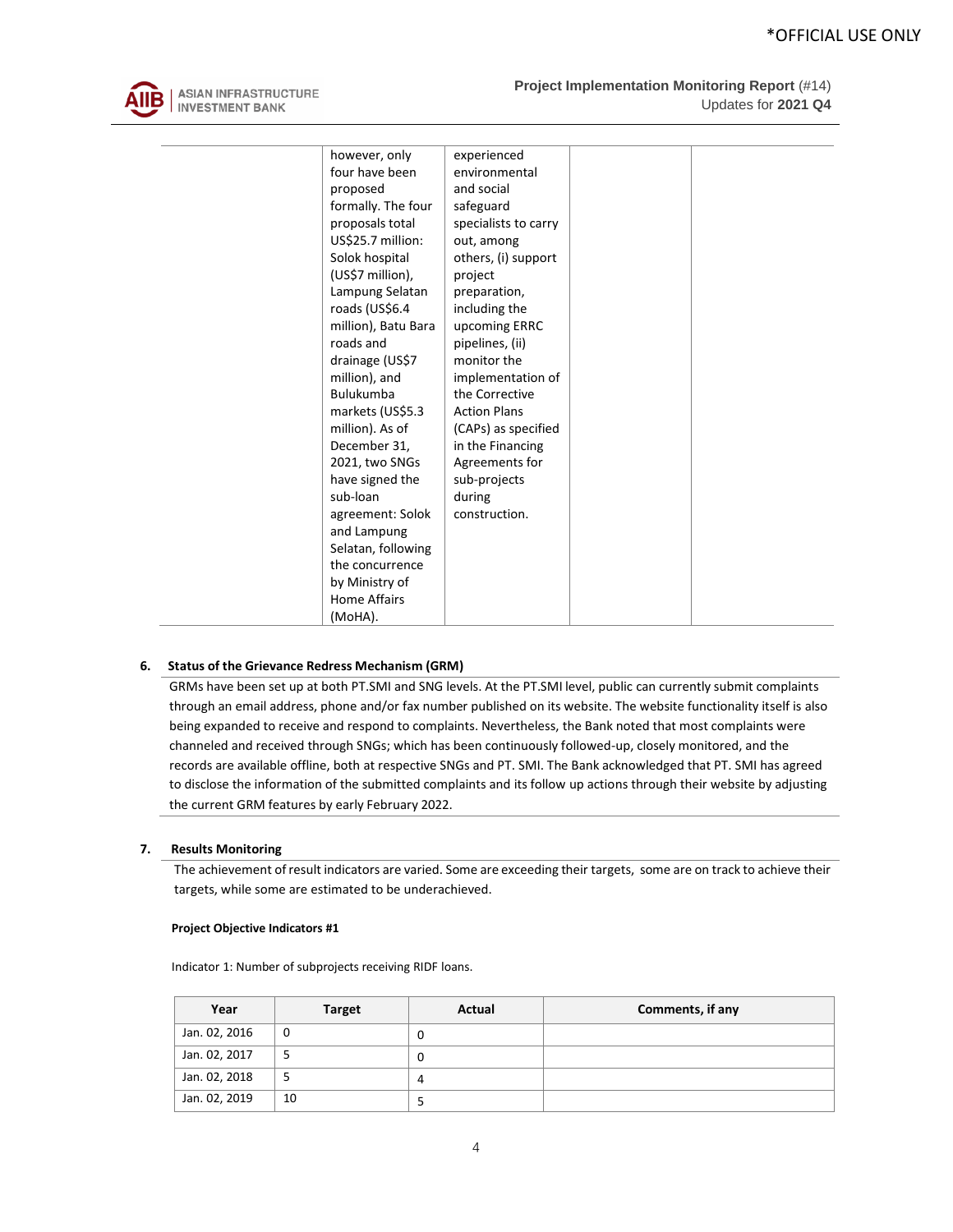| | | | | |
|---|---|---|---|---|
| | however, only four have been proposed formally. The four proposals total US$25.7 million: Solok hospital (US$7 million), Lampung Selatan roads (US$6.4 million), Batu Bara roads and drainage (US$7 million), and Bulukumba markets (US$5.3 million). As of December 31, 2021, two SNGs have signed the sub-loan agreement: Solok and Lampung Selatan, following the concurrence by Ministry of Home Affairs (MoHA). | experienced environmental and social safeguard specialists to carry out, among others, (i) support project preparation, including the upcoming ERRC pipelines, (ii) monitor the implementation of the Corrective Action Plans (CAPs) as specified in the Financing Agreements for sub-projects during construction. | | |

## 6. Status of the Grievance Redress Mechanism (GRM)

GRMs have been set up at both PT.SMI and SNG levels. At the PT.SMI level, public can currently submit complaints through an email address, phone and/or fax number published on its website. The website functionality itself is also being expanded to receive and respond to complaints. Nevertheless, the Bank noted that most complaints were channeled and received through SNGs; which has been continuously followed-up, closely monitored, and the records are available offline, both at respective SNGs and PT. SMI. The Bank acknowledged that PT. SMI has agreed to disclose the information of the submitted complaints and its follow up actions through their website by adjusting the current GRM features by early February 2022.

## 7. Results Monitoring

The achievement of result indicators are varied. Some are exceeding their targets, some are on track to achieve their targets, while some are estimated to be underachieved.

**Project Objective Indicators #1**

Indicator 1: Number of subprojects receiving RIDF loans.

| Year | Target | Actual | Comments, if any |
|---|---|---|---|
| Jan. 02, 2016 | 0 | 0 | |
| Jan. 02, 2017 | 5 | 0 | |
| Jan. 02, 2018 | 5 | 4 | |
| Jan. 02, 2019 | 10 | 5 | |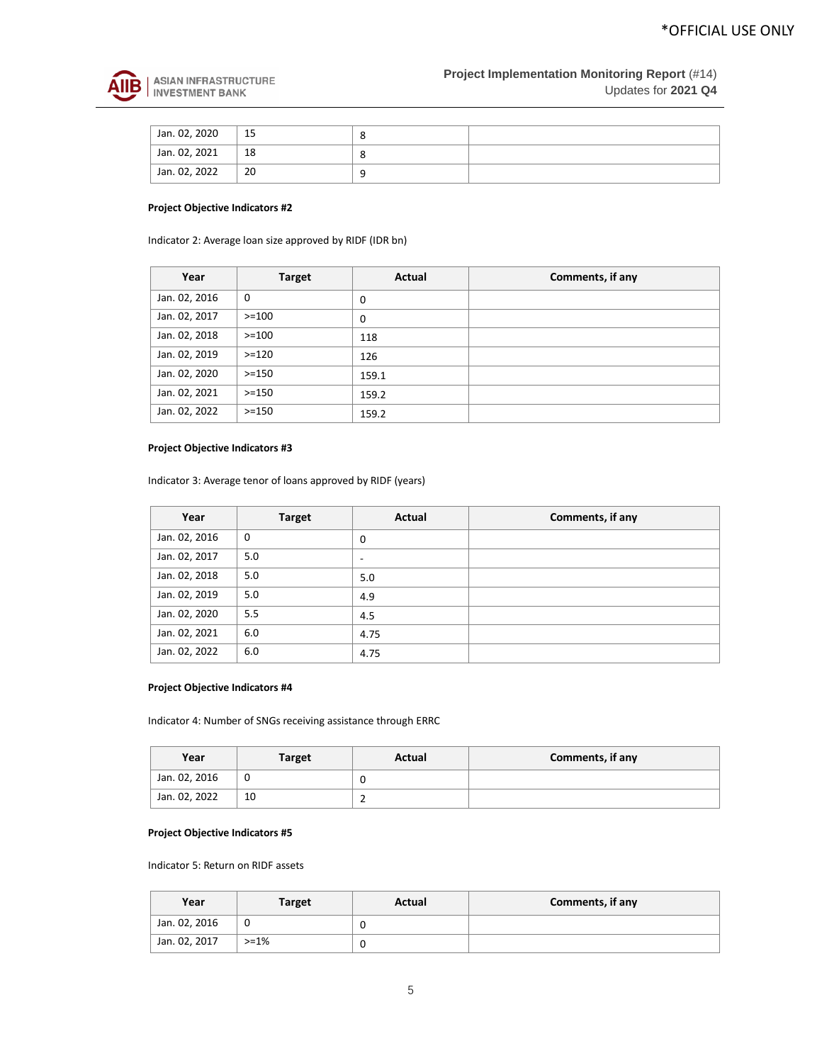| Jan. 02, 2020 | 15 | 8 | |
|---|---|---|---|
| Jan. 02, 2021 | 18 | 8 | |
| Jan. 02, 2022 | 20 | 9 | |

**Project Objective Indicators #2**

Indicator 2: Average loan size approved by RIDF (IDR bn)

| Year | Target | Actual | Comments, if any |
|---|---|---|---|
| Jan. 02, 2016 | 0 | 0 | |
| Jan. 02, 2017 | >=100 | 0 | |
| Jan. 02, 2018 | >=100 | 118 | |
| Jan. 02, 2019 | >=120 | 126 | |
| Jan. 02, 2020 | >=150 | 159.1 | |
| Jan. 02, 2021 | >=150 | 159.2 | |
| Jan. 02, 2022 | >=150 | 159.2 | |

**Project Objective Indicators #3**

Indicator 3: Average tenor of loans approved by RIDF (years)

| Year | Target | Actual | Comments, if any |
|---|---|---|---|
| Jan. 02, 2016 | 0 | 0 | |
| Jan. 02, 2017 | 5.0 | - | |
| Jan. 02, 2018 | 5.0 | 5.0 | |
| Jan. 02, 2019 | 5.0 | 4.9 | |
| Jan. 02, 2020 | 5.5 | 4.5 | |
| Jan. 02, 2021 | 6.0 | 4.75 | |
| Jan. 02, 2022 | 6.0 | 4.75 | |

**Project Objective Indicators #4**

Indicator 4: Number of SNGs receiving assistance through ERRC

| Year | Target | Actual | Comments, if any |
|---|---|---|---|
| Jan. 02, 2016 | 0 | 0 | |
| Jan. 02, 2022 | 10 | 2 | |

**Project Objective Indicators #5**

Indicator 5: Return on RIDF assets

| Year | Target | Actual | Comments, if any |
|---|---|---|---|
| Jan. 02, 2016 | 0 | 0 | |
| Jan. 02, 2017 | >=1% | 0 | |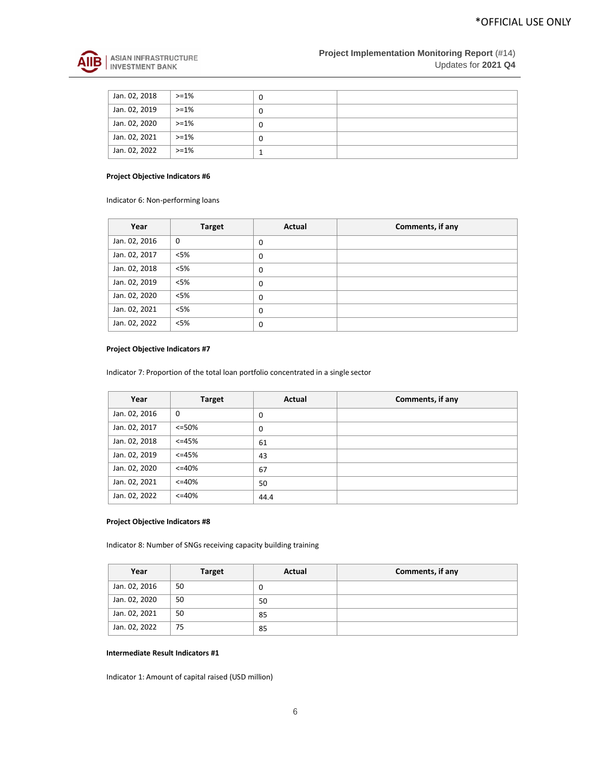| | | | |
|---|---|---|---|
| Jan. 02, 2018 | >=1% | 0 | |
| Jan. 02, 2019 | >=1% | 0 | |
| Jan. 02, 2020 | >=1% | 0 | |
| Jan. 02, 2021 | >=1% | 0 | |
| Jan. 02, 2022 | >=1% | 1 | |

**Project Objective Indicators #6**

Indicator 6: Non-performing loans

| Year | Target | Actual | Comments, if any |
|---|---|---|---|
| Jan. 02, 2016 | 0 | 0 | |
| Jan. 02, 2017 | <5% | 0 | |
| Jan. 02, 2018 | <5% | 0 | |
| Jan. 02, 2019 | <5% | 0 | |
| Jan. 02, 2020 | <5% | 0 | |
| Jan. 02, 2021 | <5% | 0 | |
| Jan. 02, 2022 | <5% | 0 | |

**Project Objective Indicators #7**

Indicator 7: Proportion of the total loan portfolio concentrated in a single sector

| Year | Target | Actual | Comments, if any |
|---|---|---|---|
| Jan. 02, 2016 | 0 | 0 | |
| Jan. 02, 2017 | <=50% | 0 | |
| Jan. 02, 2018 | <=45% | 61 | |
| Jan. 02, 2019 | <=45% | 43 | |
| Jan. 02, 2020 | <=40% | 67 | |
| Jan. 02, 2021 | <=40% | 50 | |
| Jan. 02, 2022 | <=40% | 44.4 | |

**Project Objective Indicators #8**

Indicator 8: Number of SNGs receiving capacity building training

| Year | Target | Actual | Comments, if any |
|---|---|---|---|
| Jan. 02, 2016 | 50 | 0 | |
| Jan. 02, 2020 | 50 | 50 | |
| Jan. 02, 2021 | 50 | 85 | |
| Jan. 02, 2022 | 75 | 85 | |

**Intermediate Result Indicators #1**

Indicator 1: Amount of capital raised (USD million)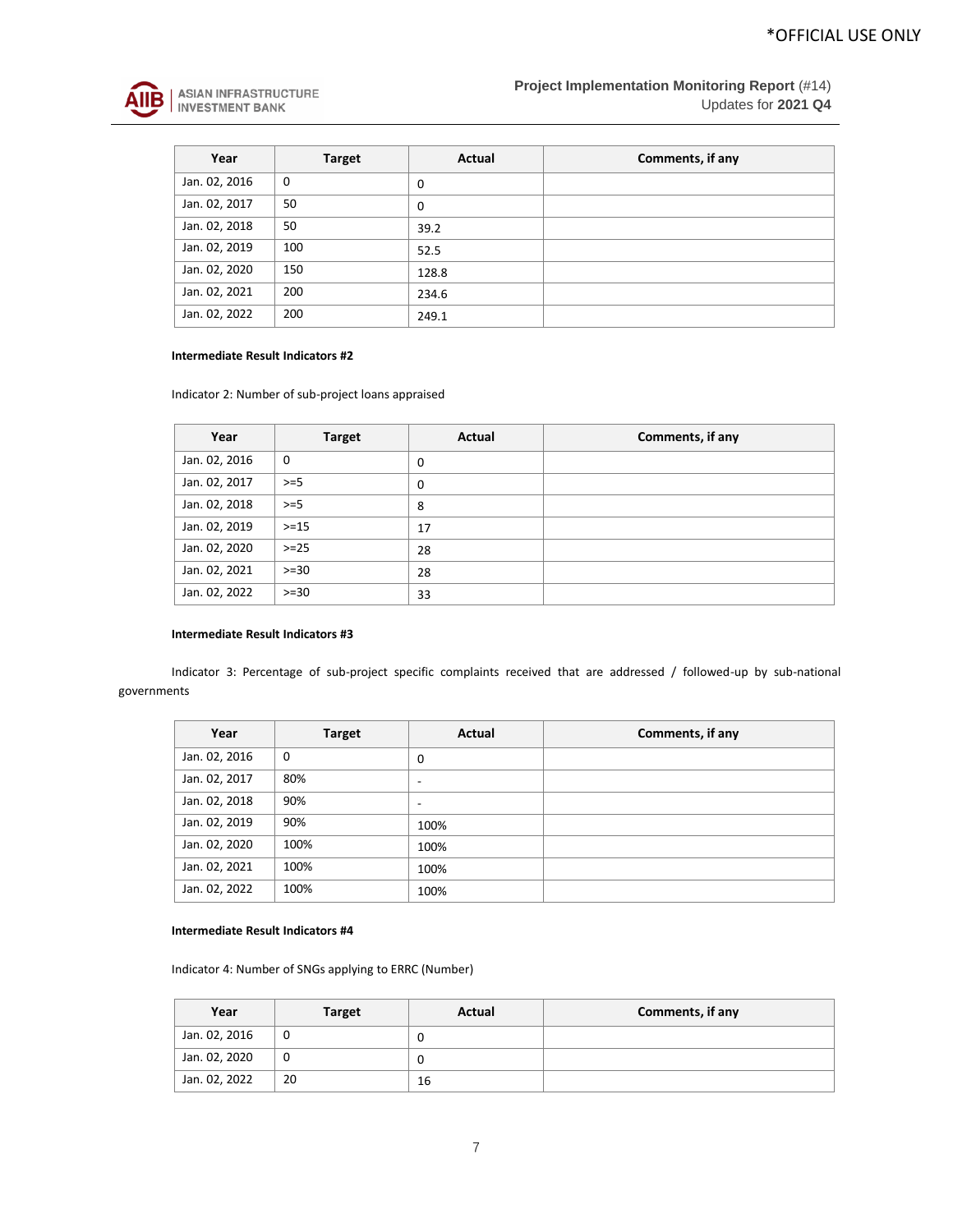| Year | Target | Actual | Comments, if any |
|---|---|---|---|
| Jan. 02, 2016 | 0 | 0 | |
| Jan. 02, 2017 | 50 | 0 | |
| Jan. 02, 2018 | 50 | 39.2 | |
| Jan. 02, 2019 | 100 | 52.5 | |
| Jan. 02, 2020 | 150 | 128.8 | |
| Jan. 02, 2021 | 200 | 234.6 | |
| Jan. 02, 2022 | 200 | 249.1 | |

**Intermediate Result Indicators #2**

Indicator 2: Number of sub-project loans appraised

| Year | Target | Actual | Comments, if any |
|---|---|---|---|
| Jan. 02, 2016 | 0 | 0 | |
| Jan. 02, 2017 | >=5 | 0 | |
| Jan. 02, 2018 | >=5 | 8 | |
| Jan. 02, 2019 | >=15 | 17 | |
| Jan. 02, 2020 | >=25 | 28 | |
| Jan. 02, 2021 | >=30 | 28 | |
| Jan. 02, 2022 | >=30 | 33 | |

**Intermediate Result Indicators #3**

Indicator 3: Percentage of sub-project specific complaints received that are addressed / followed-up by sub-national governments

| Year | Target | Actual | Comments, if any |
|---|---|---|---|
| Jan. 02, 2016 | 0 | 0 | |
| Jan. 02, 2017 | 80% | - | |
| Jan. 02, 2018 | 90% | - | |
| Jan. 02, 2019 | 90% | 100% | |
| Jan. 02, 2020 | 100% | 100% | |
| Jan. 02, 2021 | 100% | 100% | |
| Jan. 02, 2022 | 100% | 100% | |

**Intermediate Result Indicators #4**

Indicator 4: Number of SNGs applying to ERRC (Number)

| Year | Target | Actual | Comments, if any |
|---|---|---|---|
| Jan. 02, 2016 | 0 | 0 | |
| Jan. 02, 2020 | 0 | 0 | |
| Jan. 02, 2022 | 20 | 16 | |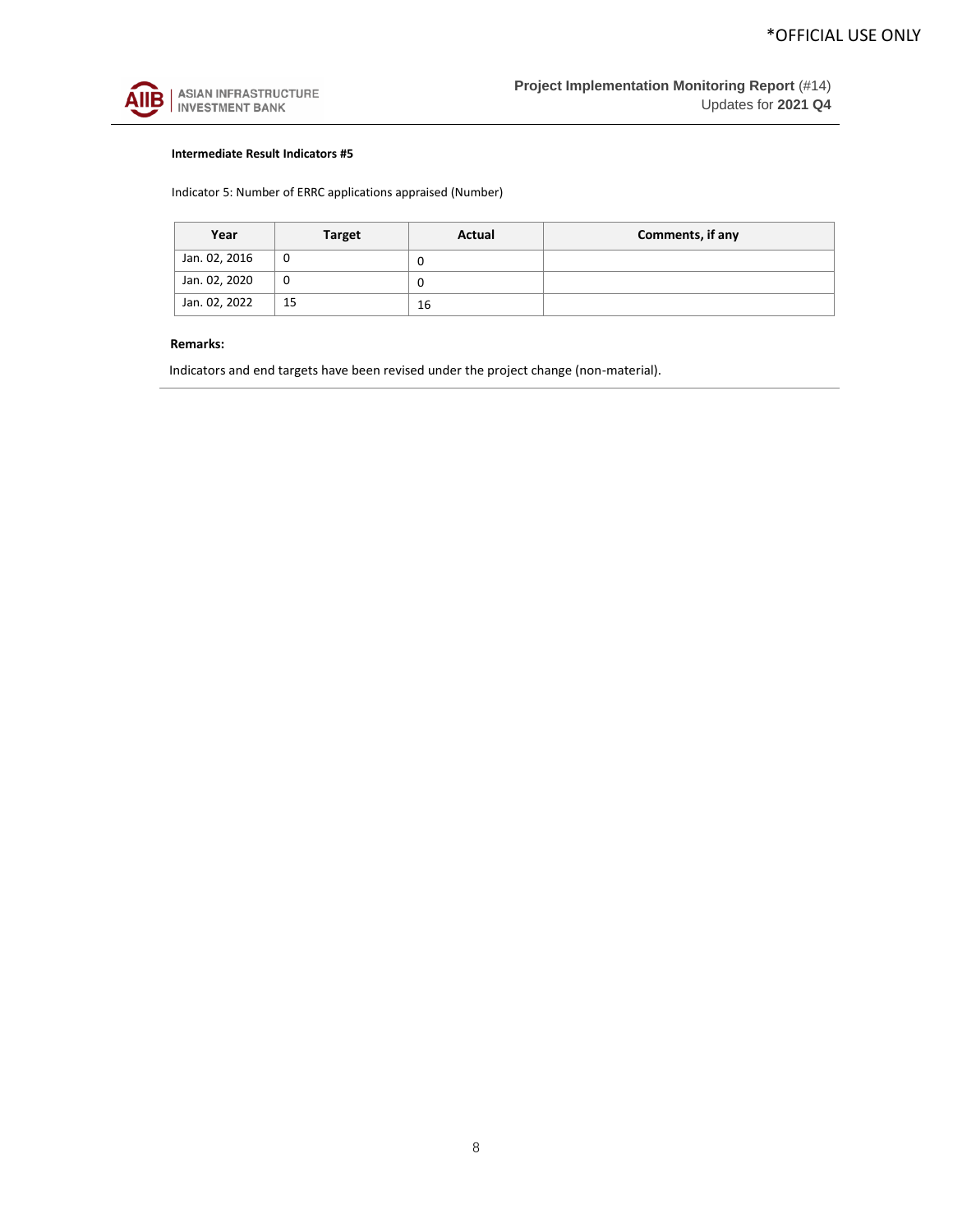**Intermediate Result Indicators #5**

Indicator 5: Number of ERRC applications appraised (Number)

| Year | Target | Actual | Comments, if any |
|---|---|---|---|
| Jan. 02, 2016 | 0 | 0 | |
| Jan. 02, 2020 | 0 | 0 | |
| Jan. 02, 2022 | 15 | 16 | |

**Remarks:**

Indicators and end targets have been revised under the project change (non-material).